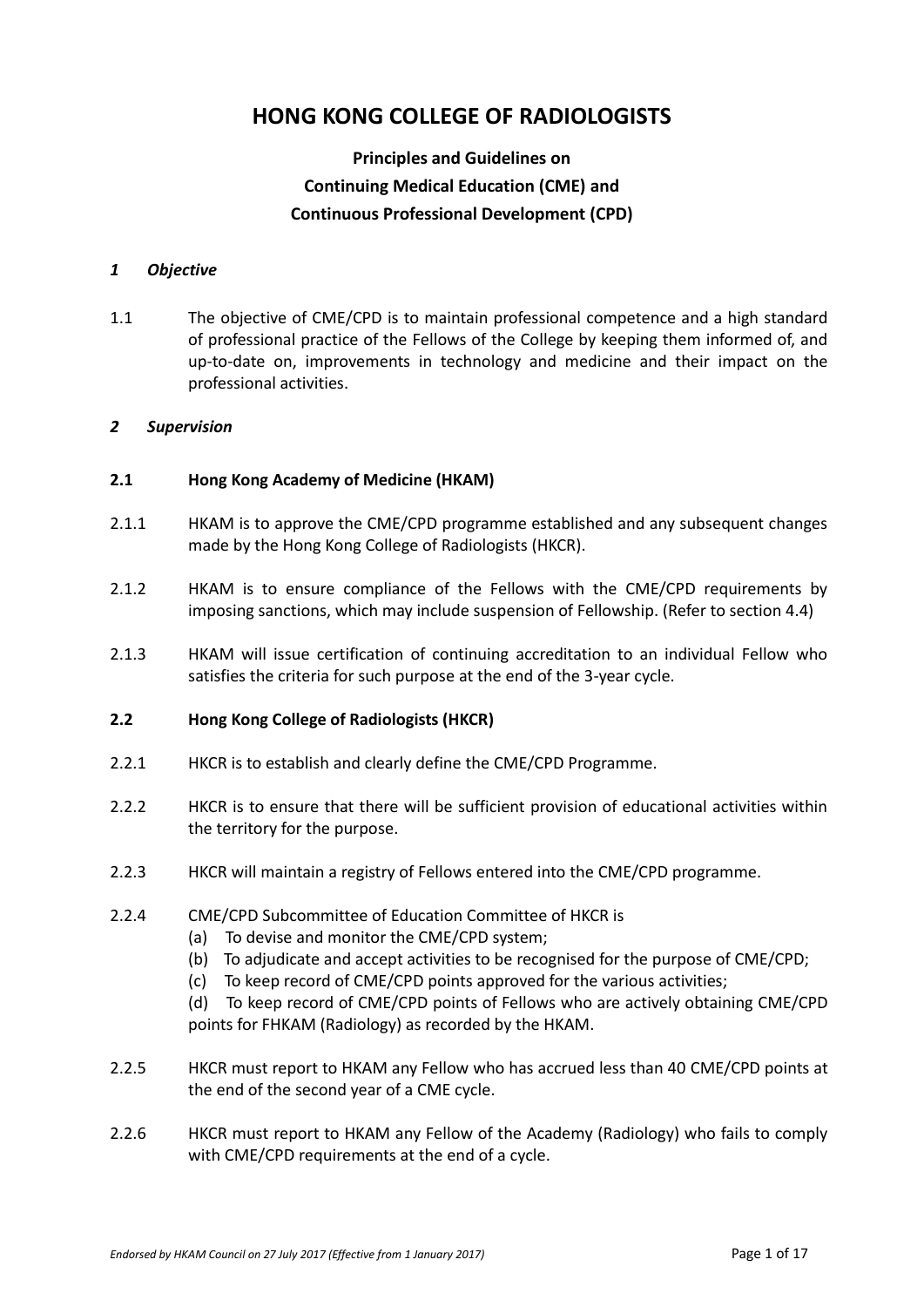# HONG KONG COLLEGE OF RADIOLOGISTS

## Principles and Guidelines on Continuing Medical Education (CME) and Continuous Professional Development (CPD)

### *1 Objective*

1.1 The objective of CME/CPD is to maintain professional competence and a high standard of professional practice of the Fellows of the College by keeping them informed of, and up-to-date on, improvements in technology and medicine and their impact on the professional activities.

### *2 Supervision*

#### 2.1 Hong Kong Academy of Medicine (HKAM)

2.1.1 HKAM is to approve the CME/CPD programme established and any subsequent changes made by the Hong Kong College of Radiologists (HKCR).

2.1.2 HKAM is to ensure compliance of the Fellows with the CME/CPD requirements by imposing sanctions, which may include suspension of Fellowship. (Refer to section 4.4)

2.1.3 HKAM will issue certification of continuing accreditation to an individual Fellow who satisfies the criteria for such purpose at the end of the 3-year cycle.

#### 2.2 Hong Kong College of Radiologists (HKCR)

2.2.1 HKCR is to establish and clearly define the CME/CPD Programme.

2.2.2 HKCR is to ensure that there will be sufficient provision of educational activities within the territory for the purpose.

2.2.3 HKCR will maintain a registry of Fellows entered into the CME/CPD programme.

2.2.4 CME/CPD Subcommittee of Education Committee of HKCR is
- (a) To devise and monitor the CME/CPD system;
- (b) To adjudicate and accept activities to be recognised for the purpose of CME/CPD;
- (c) To keep record of CME/CPD points approved for the various activities;
- (d) To keep record of CME/CPD points of Fellows who are actively obtaining CME/CPD points for FHKAM (Radiology) as recorded by the HKAM.

2.2.5 HKCR must report to HKAM any Fellow who has accrued less than 40 CME/CPD points at the end of the second year of a CME cycle.

2.2.6 HKCR must report to HKAM any Fellow of the Academy (Radiology) who fails to comply with CME/CPD requirements at the end of a cycle.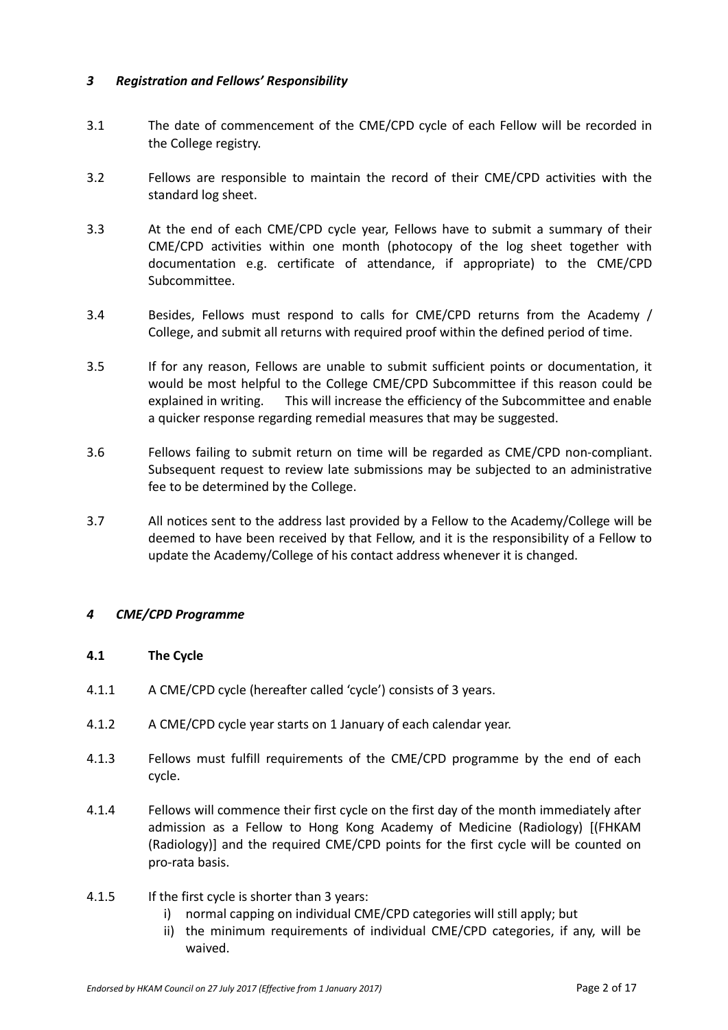### *3 Registration and Fellows' Responsibility*

3.1 The date of commencement of the CME/CPD cycle of each Fellow will be recorded in the College registry.

3.2 Fellows are responsible to maintain the record of their CME/CPD activities with the standard log sheet.

3.3 At the end of each CME/CPD cycle year, Fellows have to submit a summary of their CME/CPD activities within one month (photocopy of the log sheet together with documentation e.g. certificate of attendance, if appropriate) to the CME/CPD Subcommittee.

3.4 Besides, Fellows must respond to calls for CME/CPD returns from the Academy / College, and submit all returns with required proof within the defined period of time.

3.5 If for any reason, Fellows are unable to submit sufficient points or documentation, it would be most helpful to the College CME/CPD Subcommittee if this reason could be explained in writing. This will increase the efficiency of the Subcommittee and enable a quicker response regarding remedial measures that may be suggested.

3.6 Fellows failing to submit return on time will be regarded as CME/CPD non-compliant. Subsequent request to review late submissions may be subjected to an administrative fee to be determined by the College.

3.7 All notices sent to the address last provided by a Fellow to the Academy/College will be deemed to have been received by that Fellow, and it is the responsibility of a Fellow to update the Academy/College of his contact address whenever it is changed.

### *4 CME/CPD Programme*

#### 4.1 The Cycle

4.1.1 A CME/CPD cycle (hereafter called 'cycle') consists of 3 years.

4.1.2 A CME/CPD cycle year starts on 1 January of each calendar year.

4.1.3 Fellows must fulfill requirements of the CME/CPD programme by the end of each cycle.

4.1.4 Fellows will commence their first cycle on the first day of the month immediately after admission as a Fellow to Hong Kong Academy of Medicine (Radiology) [(FHKAM (Radiology)] and the required CME/CPD points for the first cycle will be counted on pro-rata basis.

4.1.5 If the first cycle is shorter than 3 years:

i) normal capping on individual CME/CPD categories will still apply; but
ii) the minimum requirements of individual CME/CPD categories, if any, will be waived.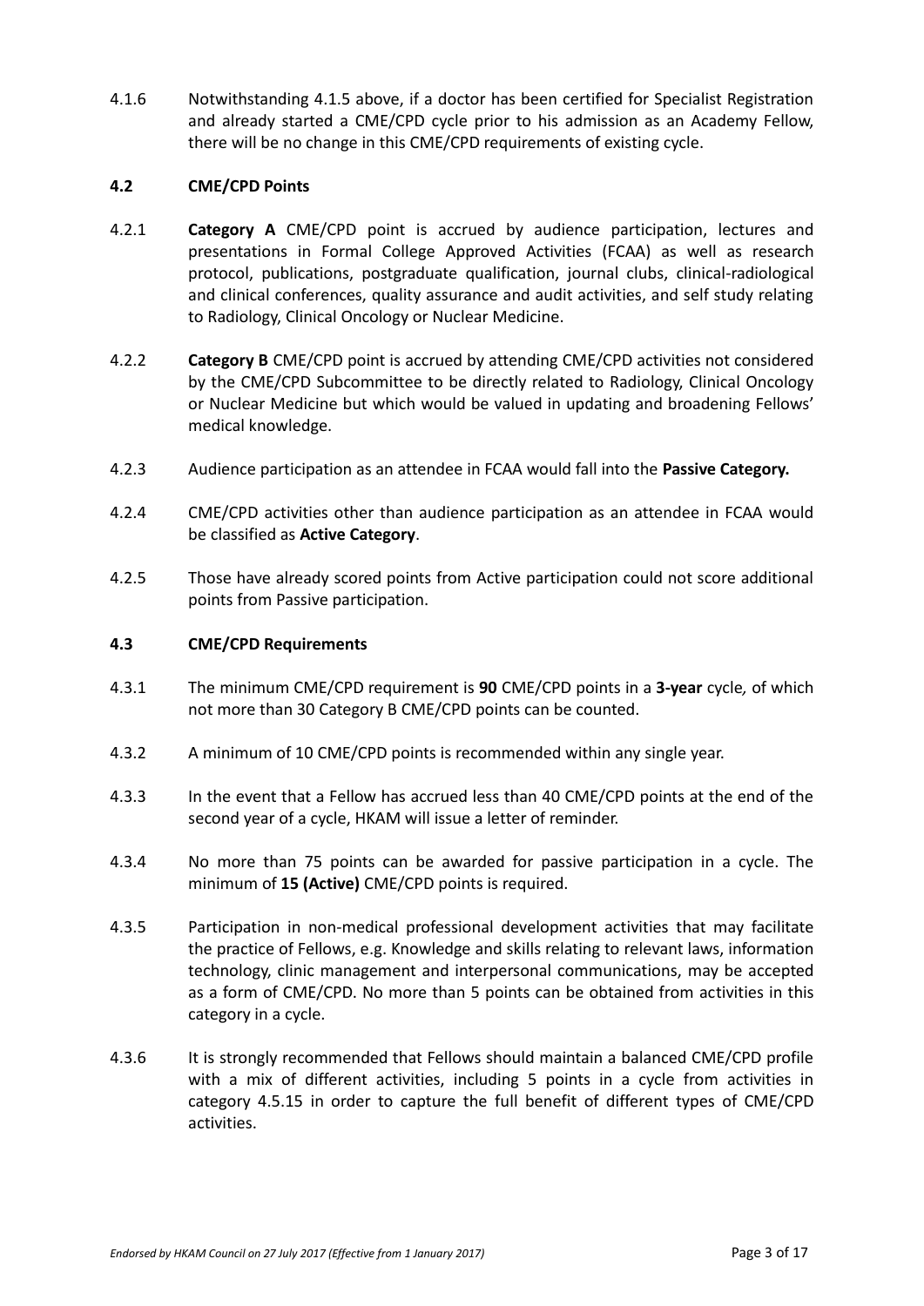4.1.6 Notwithstanding 4.1.5 above, if a doctor has been certified for Specialist Registration and already started a CME/CPD cycle prior to his admission as an Academy Fellow, there will be no change in this CME/CPD requirements of existing cycle.

### 4.2 CME/CPD Points

4.2.1 **Category A** CME/CPD point is accrued by audience participation, lectures and presentations in Formal College Approved Activities (FCAA) as well as research protocol, publications, postgraduate qualification, journal clubs, clinical-radiological and clinical conferences, quality assurance and audit activities, and self study relating to Radiology, Clinical Oncology or Nuclear Medicine.

4.2.2 **Category B** CME/CPD point is accrued by attending CME/CPD activities not considered by the CME/CPD Subcommittee to be directly related to Radiology, Clinical Oncology or Nuclear Medicine but which would be valued in updating and broadening Fellows' medical knowledge.

4.2.3 Audience participation as an attendee in FCAA would fall into the **Passive Category.**

4.2.4 CME/CPD activities other than audience participation as an attendee in FCAA would be classified as **Active Category**.

4.2.5 Those have already scored points from Active participation could not score additional points from Passive participation.

### 4.3 CME/CPD Requirements

4.3.1 The minimum CME/CPD requirement is **90** CME/CPD points in a **3-year** cycle*,* of which not more than 30 Category B CME/CPD points can be counted.

4.3.2 A minimum of 10 CME/CPD points is recommended within any single year.

4.3.3 In the event that a Fellow has accrued less than 40 CME/CPD points at the end of the second year of a cycle, HKAM will issue a letter of reminder.

4.3.4 No more than 75 points can be awarded for passive participation in a cycle. The minimum of **15 (Active)** CME/CPD points is required.

4.3.5 Participation in non-medical professional development activities that may facilitate the practice of Fellows, e.g. Knowledge and skills relating to relevant laws, information technology, clinic management and interpersonal communications, may be accepted as a form of CME/CPD. No more than 5 points can be obtained from activities in this category in a cycle.

4.3.6 It is strongly recommended that Fellows should maintain a balanced CME/CPD profile with a mix of different activities, including 5 points in a cycle from activities in category 4.5.15 in order to capture the full benefit of different types of CME/CPD activities.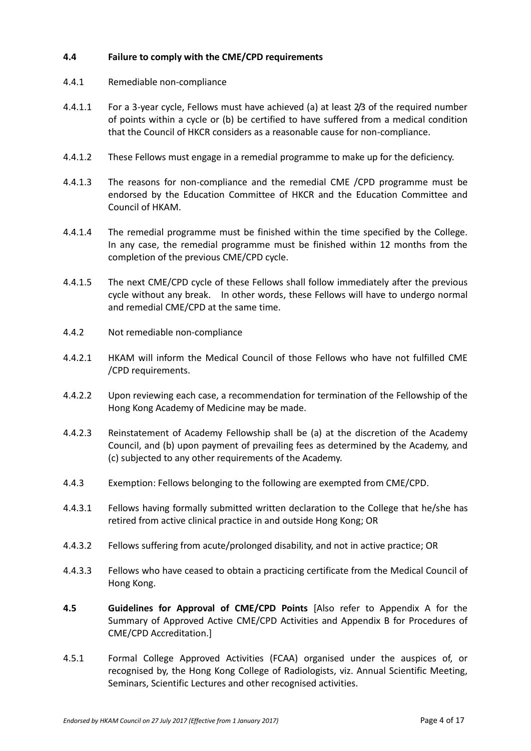### 4.4 Failure to comply with the CME/CPD requirements

4.4.1 Remediable non-compliance

4.4.1.1 For a 3-year cycle, Fellows must have achieved (a) at least 2/3 of the required number of points within a cycle or (b) be certified to have suffered from a medical condition that the Council of HKCR considers as a reasonable cause for non-compliance.

4.4.1.2 These Fellows must engage in a remedial programme to make up for the deficiency.

4.4.1.3 The reasons for non-compliance and the remedial CME /CPD programme must be endorsed by the Education Committee of HKCR and the Education Committee and Council of HKAM.

4.4.1.4 The remedial programme must be finished within the time specified by the College. In any case, the remedial programme must be finished within 12 months from the completion of the previous CME/CPD cycle.

4.4.1.5 The next CME/CPD cycle of these Fellows shall follow immediately after the previous cycle without any break. In other words, these Fellows will have to undergo normal and remedial CME/CPD at the same time.

4.4.2 Not remediable non-compliance

4.4.2.1 HKAM will inform the Medical Council of those Fellows who have not fulfilled CME /CPD requirements.

4.4.2.2 Upon reviewing each case, a recommendation for termination of the Fellowship of the Hong Kong Academy of Medicine may be made.

4.4.2.3 Reinstatement of Academy Fellowship shall be (a) at the discretion of the Academy Council, and (b) upon payment of prevailing fees as determined by the Academy, and (c) subjected to any other requirements of the Academy.

4.4.3 Exemption: Fellows belonging to the following are exempted from CME/CPD.

4.4.3.1 Fellows having formally submitted written declaration to the College that he/she has retired from active clinical practice in and outside Hong Kong; OR

4.4.3.2 Fellows suffering from acute/prolonged disability, and not in active practice; OR

4.4.3.3 Fellows who have ceased to obtain a practicing certificate from the Medical Council of Hong Kong.

### 4.5 Guidelines for Approval of CME/CPD Points [Also refer to Appendix A for the Summary of Approved Active CME/CPD Activities and Appendix B for Procedures of CME/CPD Accreditation.]

4.5.1 Formal College Approved Activities (FCAA) organised under the auspices of, or recognised by, the Hong Kong College of Radiologists, viz. Annual Scientific Meeting, Seminars, Scientific Lectures and other recognised activities.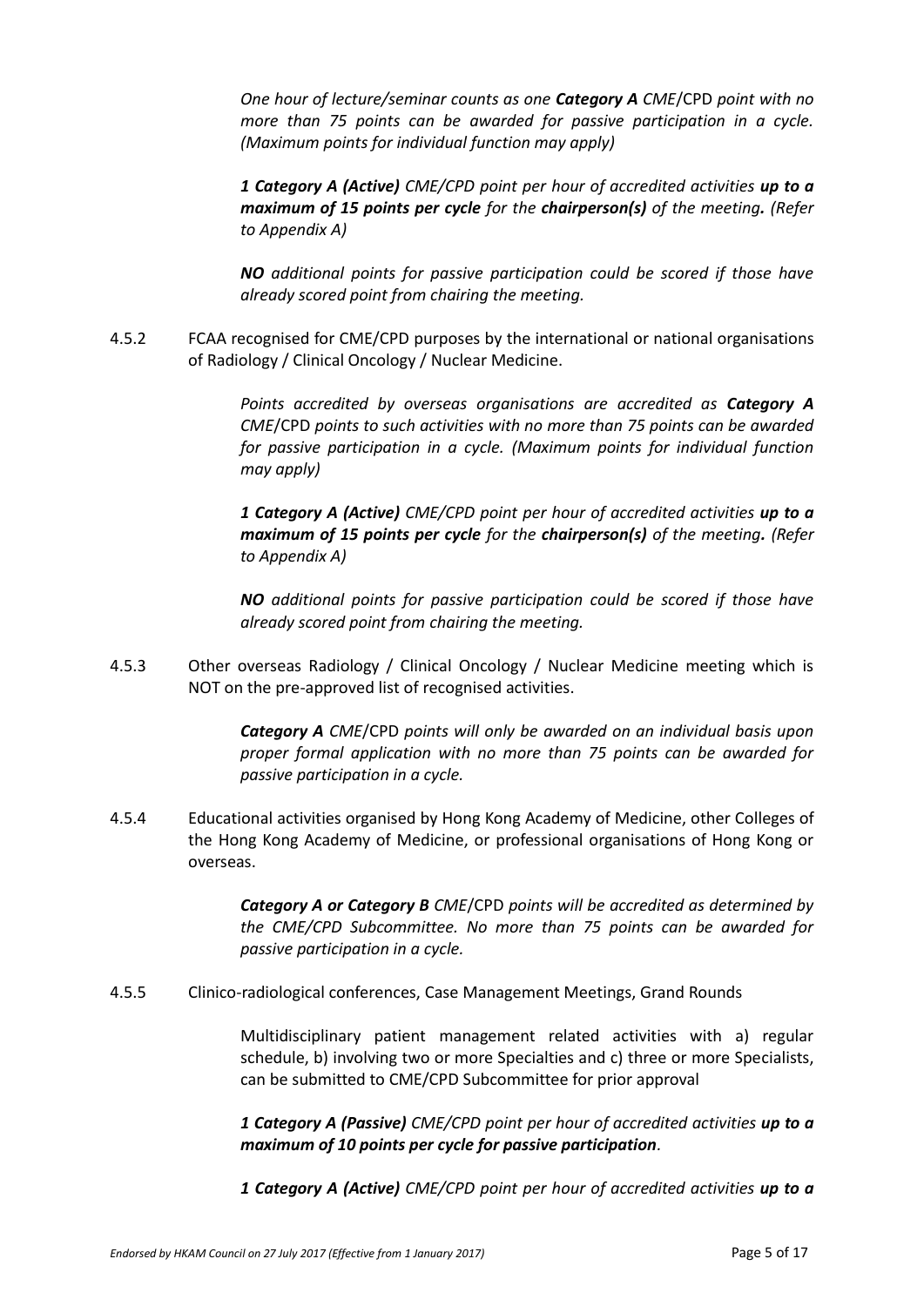*One hour of lecture/seminar counts as one **Category A** CME/CPD point with no more than 75 points can be awarded for passive participation in a cycle. (Maximum points for individual function may apply)*

***1 Category A (Active)** CME/CPD point per hour of accredited activities **up to a maximum of 15 points per cycle** for the **chairperson(s)** of the meeting**.** (Refer to Appendix A)*

***NO** additional points for passive participation could be scored if those have already scored point from chairing the meeting.*

4.5.2 FCAA recognised for CME/CPD purposes by the international or national organisations of Radiology / Clinical Oncology / Nuclear Medicine.

*Points accredited by overseas organisations are accredited as **Category A** CME/CPD points to such activities with no more than 75 points can be awarded for passive participation in a cycle. (Maximum points for individual function may apply)*

***1 Category A (Active)** CME/CPD point per hour of accredited activities **up to a maximum of 15 points per cycle** for the **chairperson(s)** of the meeting**.** (Refer to Appendix A)*

***NO** additional points for passive participation could be scored if those have already scored point from chairing the meeting.*

4.5.3 Other overseas Radiology / Clinical Oncology / Nuclear Medicine meeting which is NOT on the pre-approved list of recognised activities.

***Category A** CME/CPD points will only be awarded on an individual basis upon proper formal application with no more than 75 points can be awarded for passive participation in a cycle.*

4.5.4 Educational activities organised by Hong Kong Academy of Medicine, other Colleges of the Hong Kong Academy of Medicine, or professional organisations of Hong Kong or overseas.

***Category A or Category B** CME/CPD points will be accredited as determined by the CME/CPD Subcommittee. No more than 75 points can be awarded for passive participation in a cycle.*

4.5.5 Clinico-radiological conferences, Case Management Meetings, Grand Rounds

Multidisciplinary patient management related activities with a) regular schedule, b) involving two or more Specialties and c) three or more Specialists, can be submitted to CME/CPD Subcommittee for prior approval

***1 Category A (Passive)** CME/CPD point per hour of accredited activities **up to a maximum of 10 points per cycle for passive participation**.*

***1 Category A (Active)** CME/CPD point per hour of accredited activities **up to a***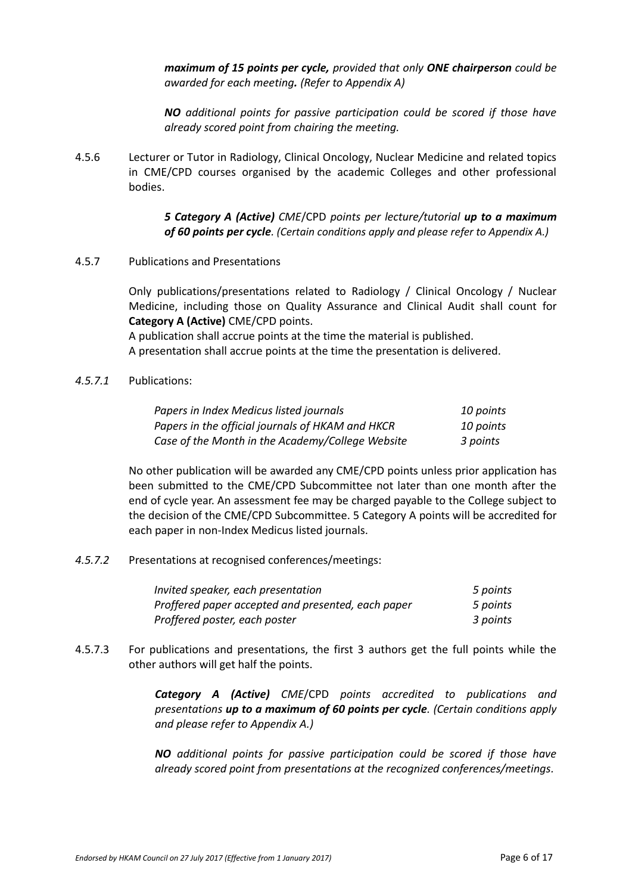***maximum of 15 points per cycle,*** *provided that only* ***ONE chairperson*** *could be awarded for each meeting****.*** *(Refer to Appendix A)*

***NO*** *additional points for passive participation could be scored if those have already scored point from chairing the meeting.*

4.5.6 Lecturer or Tutor in Radiology, Clinical Oncology, Nuclear Medicine and related topics in CME/CPD courses organised by the academic Colleges and other professional bodies.

***5 Category A (Active)*** *CME*/CPD *points per lecture/tutorial* ***up to a maximum of 60 points per cycle****. (Certain conditions apply and please refer to Appendix A.)*

4.5.7 Publications and Presentations

Only publications/presentations related to Radiology / Clinical Oncology / Nuclear Medicine, including those on Quality Assurance and Clinical Audit shall count for **Category A (Active)** CME/CPD points.
A publication shall accrue points at the time the material is published.
A presentation shall accrue points at the time the presentation is delivered.

*4.5.7.1* Publications:

| | |
|---|---|
| *Papers in Index Medicus listed journals* | *10 points* |
| *Papers in the official journals of HKAM and HKCR* | *10 points* |
| *Case of the Month in the Academy/College Website* | *3 points* |

No other publication will be awarded any CME/CPD points unless prior application has been submitted to the CME/CPD Subcommittee not later than one month after the end of cycle year. An assessment fee may be charged payable to the College subject to the decision of the CME/CPD Subcommittee. 5 Category A points will be accredited for each paper in non-Index Medicus listed journals.

*4.5.7.2* Presentations at recognised conferences/meetings:

| | |
|---|---|
| *Invited speaker, each presentation* | *5 points* |
| *Proffered paper accepted and presented, each paper* | *5 points* |
| *Proffered poster, each poster* | *3 points* |

4.5.7.3 For publications and presentations, the first 3 authors get the full points while the other authors will get half the points.

***Category A (Active)*** *CME*/CPD *points accredited to publications and presentations* ***up to a maximum of 60 points per cycle****. (Certain conditions apply and please refer to Appendix A.)*

***NO*** *additional points for passive participation could be scored if those have already scored point from presentations at the recognized conferences/meetings.*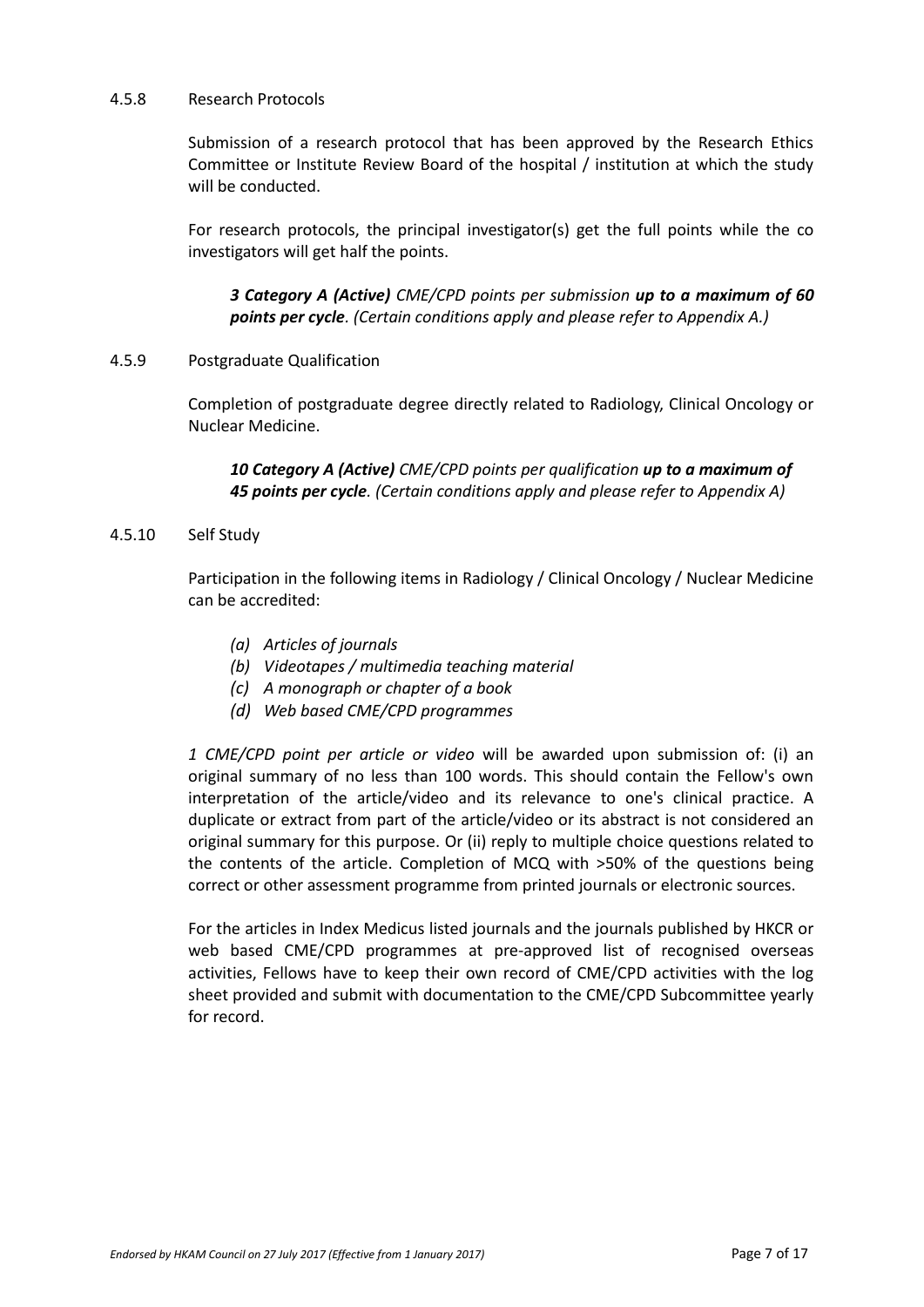#### 4.5.8 Research Protocols

Submission of a research protocol that has been approved by the Research Ethics Committee or Institute Review Board of the hospital / institution at which the study will be conducted.

For research protocols, the principal investigator(s) get the full points while the co investigators will get half the points.

***3 Category A (Active)*** *CME/CPD points per submission* ***up to a maximum of 60 points per cycle****. (Certain conditions apply and please refer to Appendix A.)*

#### 4.5.9 Postgraduate Qualification

Completion of postgraduate degree directly related to Radiology, Clinical Oncology or Nuclear Medicine.

***10 Category A (Active)*** *CME/CPD points per qualification* ***up to a maximum of 45 points per cycle****. (Certain conditions apply and please refer to Appendix A)*

#### 4.5.10 Self Study

Participation in the following items in Radiology / Clinical Oncology / Nuclear Medicine can be accredited:

- *(a) Articles of journals*
- *(b) Videotapes / multimedia teaching material*
- *(c) A monograph or chapter of a book*
- *(d) Web based CME/CPD programmes*

*1 CME/CPD point per article or video* will be awarded upon submission of: (i) an original summary of no less than 100 words. This should contain the Fellow's own interpretation of the article/video and its relevance to one's clinical practice. A duplicate or extract from part of the article/video or its abstract is not considered an original summary for this purpose. Or (ii) reply to multiple choice questions related to the contents of the article. Completion of MCQ with >50% of the questions being correct or other assessment programme from printed journals or electronic sources.

For the articles in Index Medicus listed journals and the journals published by HKCR or web based CME/CPD programmes at pre-approved list of recognised overseas activities, Fellows have to keep their own record of CME/CPD activities with the log sheet provided and submit with documentation to the CME/CPD Subcommittee yearly for record.

*Endorsed by HKAM Council on 27 July 2017 (Effective from 1 January 2017)*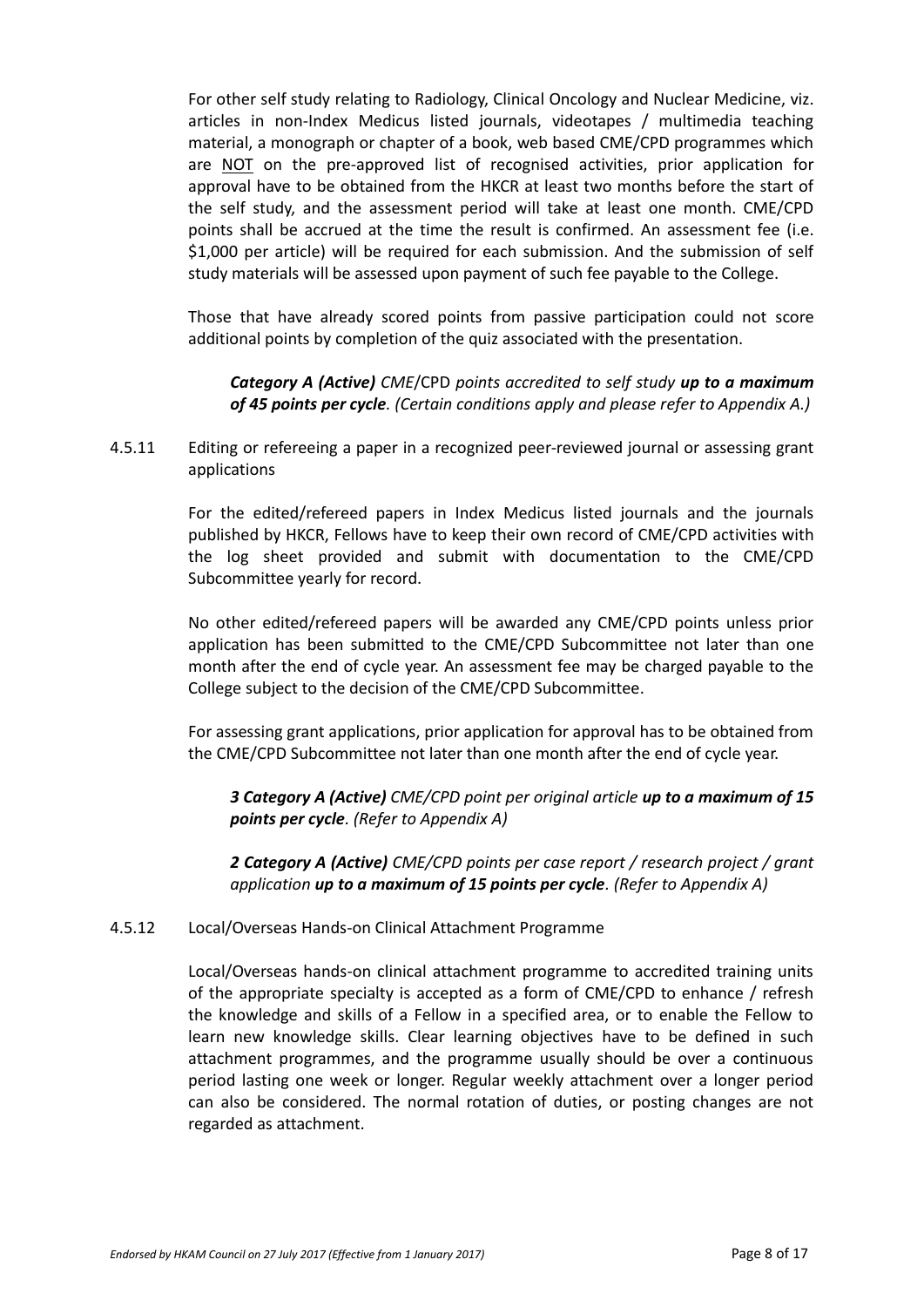For other self study relating to Radiology, Clinical Oncology and Nuclear Medicine, viz. articles in non-Index Medicus listed journals, videotapes / multimedia teaching material, a monograph or chapter of a book, web based CME/CPD programmes which are NOT on the pre-approved list of recognised activities, prior application for approval have to be obtained from the HKCR at least two months before the start of the self study, and the assessment period will take at least one month. CME/CPD points shall be accrued at the time the result is confirmed. An assessment fee (i.e. $1,000 per article) will be required for each submission. And the submission of self study materials will be assessed upon payment of such fee payable to the College.

Those that have already scored points from passive participation could not score additional points by completion of the quiz associated with the presentation.

> ***Category A (Active)*** *CME/CPD points accredited to self study* ***up to a maximum of 45 points per cycle****. (Certain conditions apply and please refer to Appendix A.)*

4.5.11 Editing or refereeing a paper in a recognized peer-reviewed journal or assessing grant applications

For the edited/refereed papers in Index Medicus listed journals and the journals published by HKCR, Fellows have to keep their own record of CME/CPD activities with the log sheet provided and submit with documentation to the CME/CPD Subcommittee yearly for record.

No other edited/refereed papers will be awarded any CME/CPD points unless prior application has been submitted to the CME/CPD Subcommittee not later than one month after the end of cycle year. An assessment fee may be charged payable to the College subject to the decision of the CME/CPD Subcommittee.

For assessing grant applications, prior application for approval has to be obtained from the CME/CPD Subcommittee not later than one month after the end of cycle year.

> ***3 Category A (Active)*** *CME/CPD point per original article* ***up to a maximum of 15 points per cycle****. (Refer to Appendix A)*

> ***2 Category A (Active)*** *CME/CPD points per case report / research project / grant application* ***up to a maximum of 15 points per cycle****. (Refer to Appendix A)*

4.5.12 Local/Overseas Hands-on Clinical Attachment Programme

Local/Overseas hands-on clinical attachment programme to accredited training units of the appropriate specialty is accepted as a form of CME/CPD to enhance / refresh the knowledge and skills of a Fellow in a specified area, or to enable the Fellow to learn new knowledge skills. Clear learning objectives have to be defined in such attachment programmes, and the programme usually should be over a continuous period lasting one week or longer. Regular weekly attachment over a longer period can also be considered. The normal rotation of duties, or posting changes are not regarded as attachment.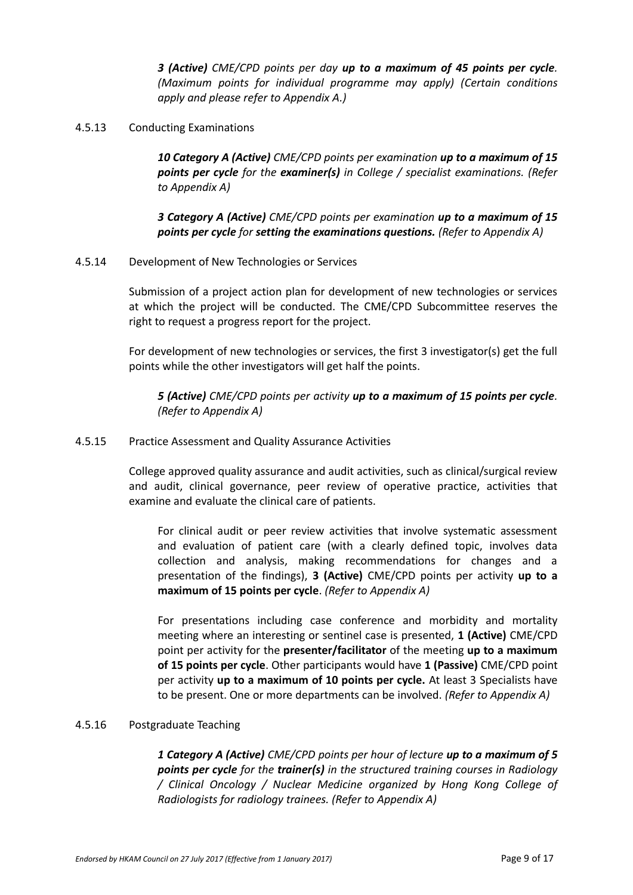***3 (Active)** CME/CPD points per day **up to a maximum of 45 points per cycle**. (Maximum points for individual programme may apply) (Certain conditions apply and please refer to Appendix A.)*

4.5.13 Conducting Examinations

***10 Category A (Active)** CME/CPD points per examination **up to a maximum of 15 points per cycle** for the **examiner(s)** in College / specialist examinations. (Refer to Appendix A)*

***3 Category A (Active)** CME/CPD points per examination **up to a maximum of 15 points per cycle** for **setting the examinations questions.** (Refer to Appendix A)*

4.5.14 Development of New Technologies or Services

Submission of a project action plan for development of new technologies or services at which the project will be conducted. The CME/CPD Subcommittee reserves the right to request a progress report for the project.

For development of new technologies or services, the first 3 investigator(s) get the full points while the other investigators will get half the points.

***5 (Active)** CME/CPD points per activity **up to a maximum of 15 points per cycle**. (Refer to Appendix A)*

4.5.15 Practice Assessment and Quality Assurance Activities

College approved quality assurance and audit activities, such as clinical/surgical review and audit, clinical governance, peer review of operative practice, activities that examine and evaluate the clinical care of patients.

For clinical audit or peer review activities that involve systematic assessment and evaluation of patient care (with a clearly defined topic, involves data collection and analysis, making recommendations for changes and a presentation of the findings), **3 (Active)** CME/CPD points per activity **up to a maximum of 15 points per cycle**. *(Refer to Appendix A)*

For presentations including case conference and morbidity and mortality meeting where an interesting or sentinel case is presented, **1 (Active)** CME/CPD point per activity for the **presenter/facilitator** of the meeting **up to a maximum of 15 points per cycle**. Other participants would have **1 (Passive)** CME/CPD point per activity **up to a maximum of 10 points per cycle.** At least 3 Specialists have to be present. One or more departments can be involved. *(Refer to Appendix A)*

4.5.16 Postgraduate Teaching

***1 Category A (Active)** CME/CPD points per hour of lecture **up to a maximum of 5 points per cycle** for the **trainer(s)** in the structured training courses in Radiology / Clinical Oncology / Nuclear Medicine organized by Hong Kong College of Radiologists for radiology trainees. (Refer to Appendix A)*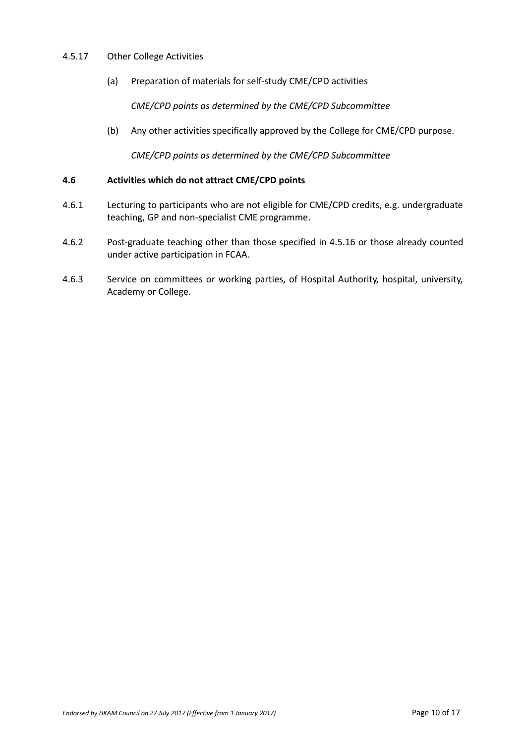4.5.17 Other College Activities

(a) Preparation of materials for self-study CME/CPD activities

*CME/CPD points as determined by the CME/CPD Subcommittee*

(b) Any other activities specifically approved by the College for CME/CPD purpose.

*CME/CPD points as determined by the CME/CPD Subcommittee*

**4.6 Activities which do not attract CME/CPD points**

4.6.1 Lecturing to participants who are not eligible for CME/CPD credits, e.g. undergraduate teaching, GP and non-specialist CME programme.

4.6.2 Post-graduate teaching other than those specified in 4.5.16 or those already counted under active participation in FCAA.

4.6.3 Service on committees or working parties, of Hospital Authority, hospital, university, Academy or College.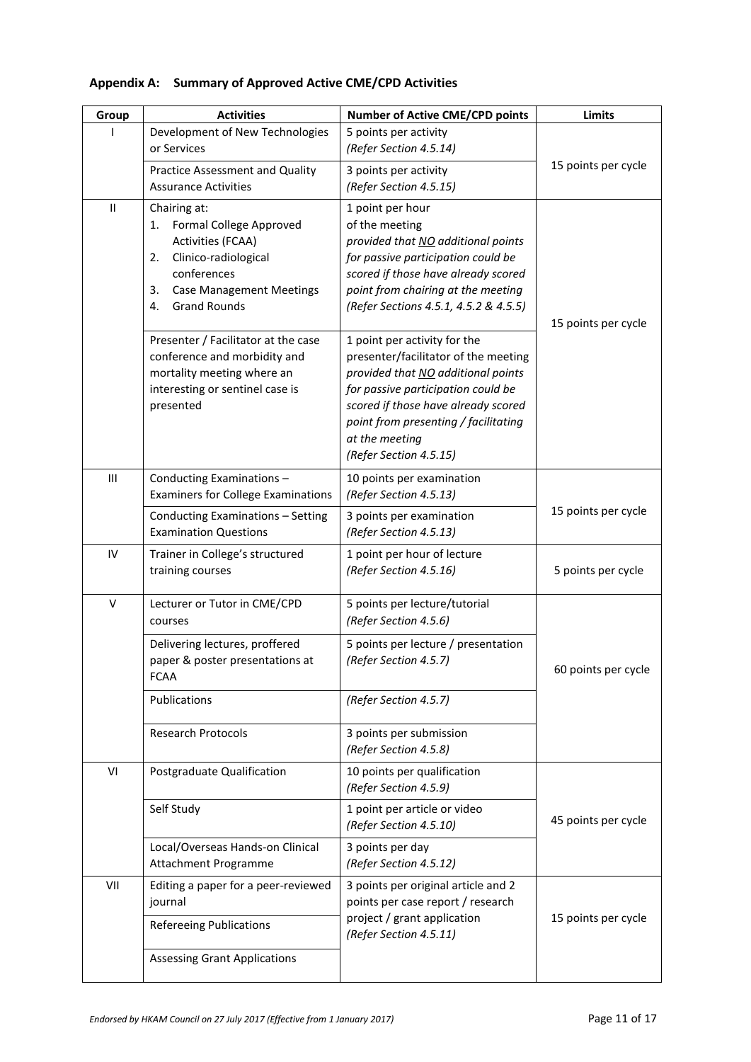**Appendix A: Summary of Approved Active CME/CPD Activities**

| Group | Activities | Number of Active CME/CPD points | Limits |
|---|---|---|---|
| I | Development of New Technologies or Services | 5 points per activity *(Refer Section 4.5.14)* | 15 points per cycle |
| | Practice Assessment and Quality Assurance Activities | 3 points per activity *(Refer Section 4.5.15)* | |
| II | Chairing at: 1. Formal College Approved Activities (FCAA) 2. Clinico-radiological conferences 3. Case Management Meetings 4. Grand Rounds | 1 point per hour of the meeting *provided that NO additional points for passive participation could be scored if those have already scored point from chairing at the meeting (Refer Sections 4.5.1, 4.5.2 & 4.5.5)* | 15 points per cycle |
| | Presenter / Facilitator at the case conference and morbidity and mortality meeting where an interesting or sentinel case is presented | 1 point per activity for the presenter/facilitator of the meeting *provided that NO additional points for passive participation could be scored if those have already scored point from presenting / facilitating at the meeting (Refer Section 4.5.15)* | |
| III | Conducting Examinations – Examiners for College Examinations | 10 points per examination *(Refer Section 4.5.13)* | 15 points per cycle |
| | Conducting Examinations – Setting Examination Questions | 3 points per examination *(Refer Section 4.5.13)* | |
| IV | Trainer in College's structured training courses | 1 point per hour of lecture *(Refer Section 4.5.16)* | 5 points per cycle |
| V | Lecturer or Tutor in CME/CPD courses | 5 points per lecture/tutorial *(Refer Section 4.5.6)* | 60 points per cycle |
| | Delivering lectures, proffered paper & poster presentations at FCAA | 5 points per lecture / presentation *(Refer Section 4.5.7)* | |
| | Publications | *(Refer Section 4.5.7)* | |
| | Research Protocols | 3 points per submission *(Refer Section 4.5.8)* | |
| VI | Postgraduate Qualification | 10 points per qualification *(Refer Section 4.5.9)* | 45 points per cycle |
| | Self Study | 1 point per article or video *(Refer Section 4.5.10)* | |
| | Local/Overseas Hands-on Clinical Attachment Programme | 3 points per day *(Refer Section 4.5.12)* | |
| VII | Editing a paper for a peer-reviewed journal | 3 points per original article and 2 points per case report / research project / grant application *(Refer Section 4.5.11)* | 15 points per cycle |
| | Refereeing Publications | | |
| | Assessing Grant Applications | | |

*Endorsed by HKAM Council on 27 July 2017 (Effective from 1 January 2017)*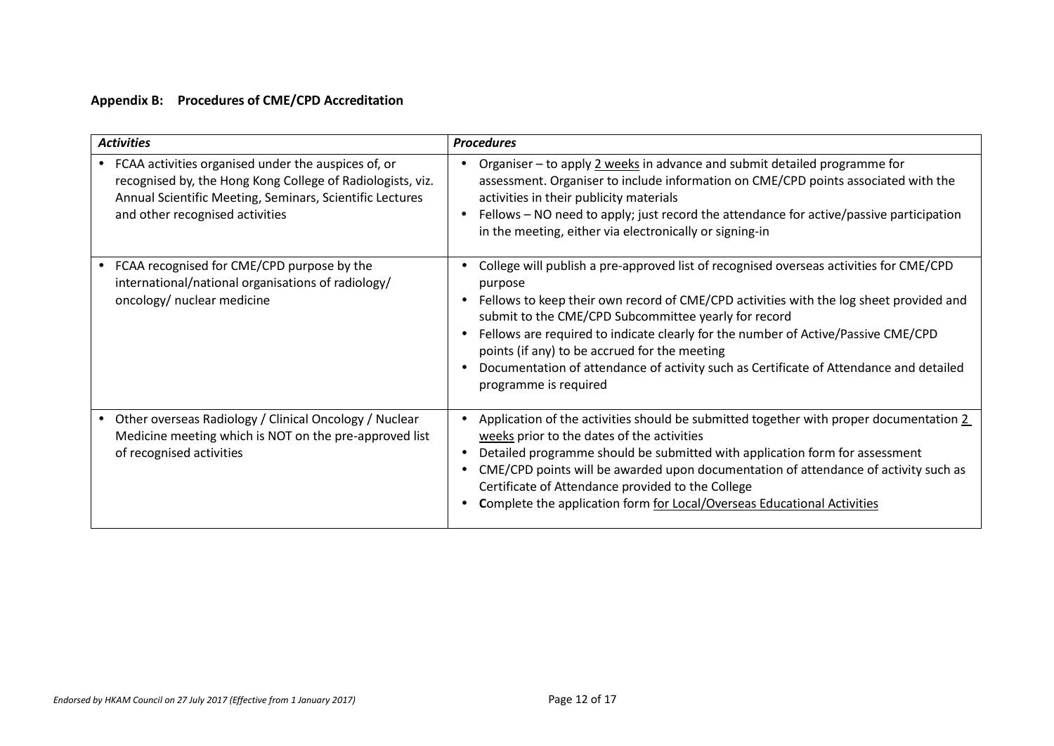## Appendix B: Procedures of CME/CPD Accreditation

| *Activities* | *Procedures* |
|---|---|
| • FCAA activities organised under the auspices of, or recognised by, the Hong Kong College of Radiologists, viz. Annual Scientific Meeting, Seminars, Scientific Lectures and other recognised activities | • Organiser – to apply 2 weeks in advance and submit detailed programme for assessment. Organiser to include information on CME/CPD points associated with the activities in their publicity materials<br>• Fellows – NO need to apply; just record the attendance for active/passive participation in the meeting, either via electronically or signing-in |
| • FCAA recognised for CME/CPD purpose by the international/national organisations of radiology/ oncology/ nuclear medicine | • College will publish a pre-approved list of recognised overseas activities for CME/CPD purpose<br>• Fellows to keep their own record of CME/CPD activities with the log sheet provided and submit to the CME/CPD Subcommittee yearly for record<br>• Fellows are required to indicate clearly for the number of Active/Passive CME/CPD points (if any) to be accrued for the meeting<br>• Documentation of attendance of activity such as Certificate of Attendance and detailed programme is required |
| • Other overseas Radiology / Clinical Oncology / Nuclear Medicine meeting which is NOT on the pre-approved list of recognised activities | • Application of the activities should be submitted together with proper documentation 2 weeks prior to the dates of the activities<br>• Detailed programme should be submitted with application form for assessment<br>• CME/CPD points will be awarded upon documentation of attendance of activity such as Certificate of Attendance provided to the College<br>• **C**omplete the application form for Local/Overseas Educational Activities |

*Endorsed by HKAM Council on 27 July 2017 (Effective from 1 January 2017)*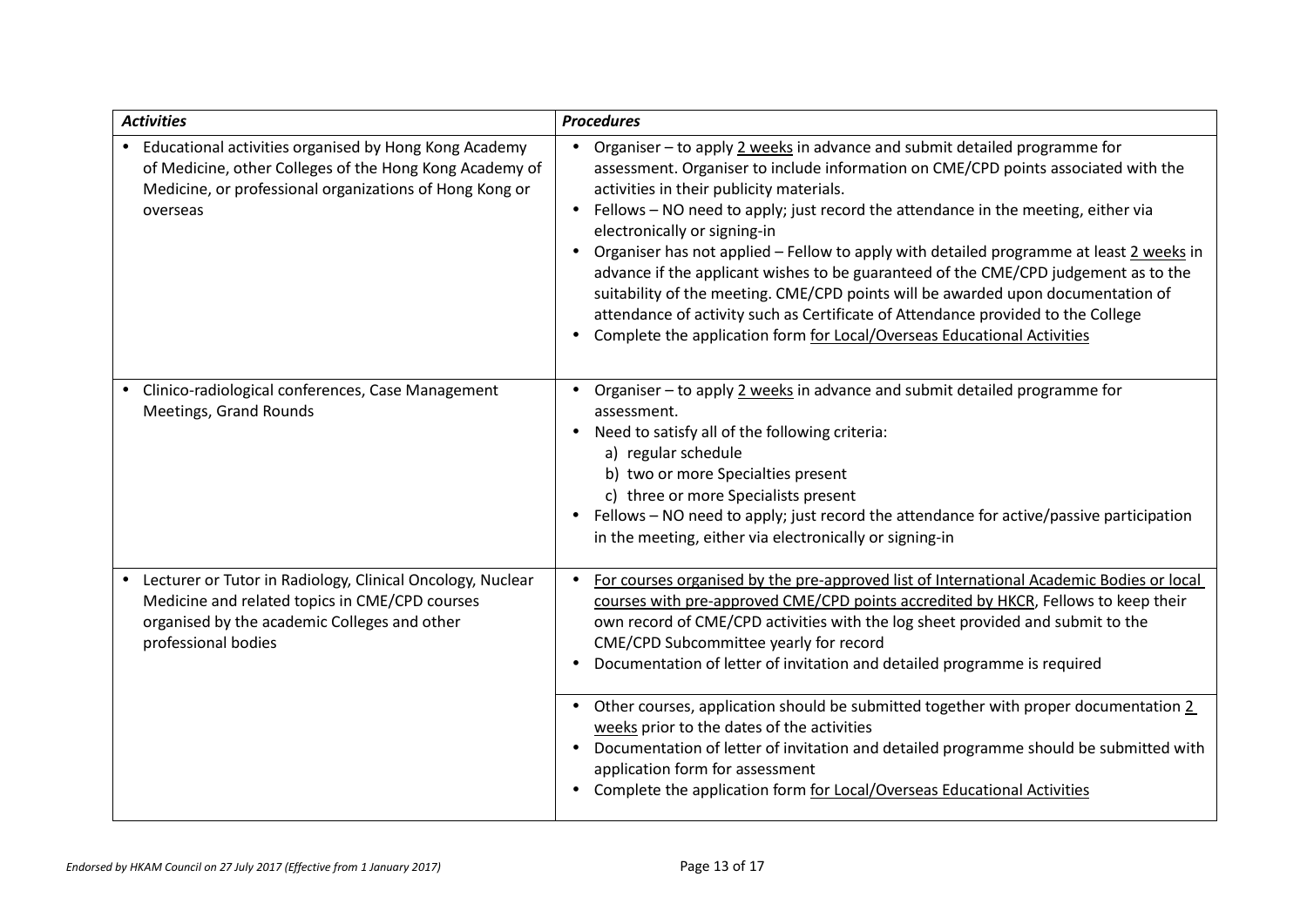| ***Activities*** | ***Procedures*** |
|---|---|
| • Educational activities organised by Hong Kong Academy of Medicine, other Colleges of the Hong Kong Academy of Medicine, or professional organizations of Hong Kong or overseas | • Organiser – to apply <u>2 weeks</u> in advance and submit detailed programme for assessment. Organiser to include information on CME/CPD points associated with the activities in their publicity materials.<br>• Fellows – NO need to apply; just record the attendance in the meeting, either via electronically or signing-in<br>• Organiser has not applied – Fellow to apply with detailed programme at least <u>2 weeks</u> in advance if the applicant wishes to be guaranteed of the CME/CPD judgement as to the suitability of the meeting. CME/CPD points will be awarded upon documentation of attendance of activity such as Certificate of Attendance provided to the College<br>• Complete the application form <u>for Local/Overseas Educational Activities</u> |
| • Clinico-radiological conferences, Case Management Meetings, Grand Rounds | • Organiser – to apply <u>2 weeks</u> in advance and submit detailed programme for assessment.<br>• Need to satisfy all of the following criteria:<br>a) regular schedule<br>b) two or more Specialties present<br>c) three or more Specialists present<br>• Fellows – NO need to apply; just record the attendance for active/passive participation in the meeting, either via electronically or signing-in |
| • Lecturer or Tutor in Radiology, Clinical Oncology, Nuclear Medicine and related topics in CME/CPD courses organised by the academic Colleges and other professional bodies | • <u>For courses organised by the pre-approved list of International Academic Bodies or local courses with pre-approved CME/CPD points accredited by HKCR</u>, Fellows to keep their own record of CME/CPD activities with the log sheet provided and submit to the CME/CPD Subcommittee yearly for record<br>• Documentation of letter of invitation and detailed programme is required |
| | • Other courses, application should be submitted together with proper documentation <u>2 weeks</u> prior to the dates of the activities<br>• Documentation of letter of invitation and detailed programme should be submitted with application form for assessment<br>• Complete the application form <u>for Local/Overseas Educational Activities</u> |

*Endorsed by HKAM Council on 27 July 2017 (Effective from 1 January 2017)*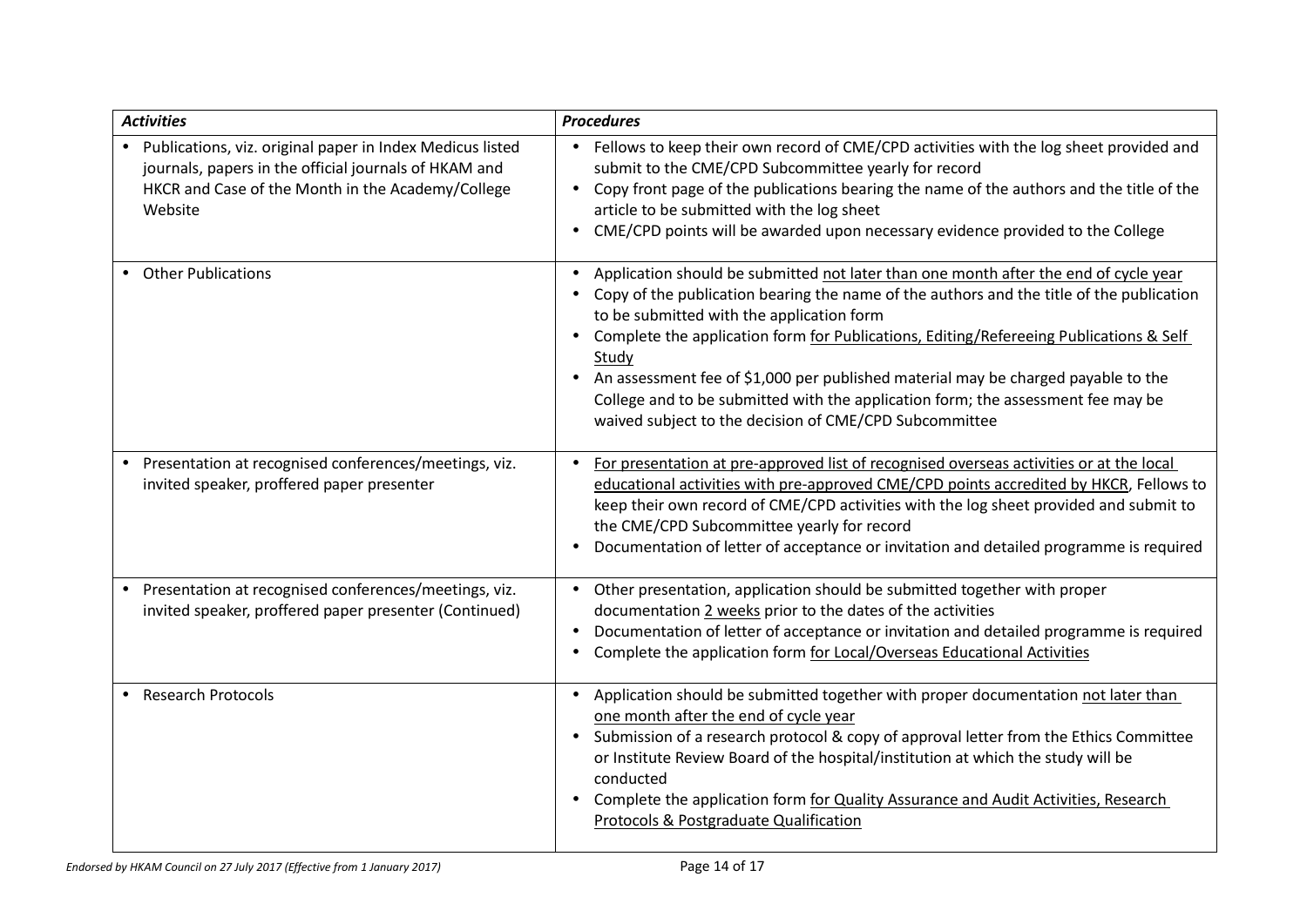| *Activities* | *Procedures* |
|---|---|
| • Publications, viz. original paper in Index Medicus listed journals, papers in the official journals of HKAM and HKCR and Case of the Month in the Academy/College Website | • Fellows to keep their own record of CME/CPD activities with the log sheet provided and submit to the CME/CPD Subcommittee yearly for record<br>• Copy front page of the publications bearing the name of the authors and the title of the article to be submitted with the log sheet<br>• CME/CPD points will be awarded upon necessary evidence provided to the College |
| • Other Publications | • Application should be submitted not later than one month after the end of cycle year<br>• Copy of the publication bearing the name of the authors and the title of the publication to be submitted with the application form<br>• Complete the application form for Publications, Editing/Refereeing Publications & Self Study<br>• An assessment fee of $1,000 per published material may be charged payable to the College and to be submitted with the application form; the assessment fee may be waived subject to the decision of CME/CPD Subcommittee |
| • Presentation at recognised conferences/meetings, viz. invited speaker, proffered paper presenter | • For presentation at pre-approved list of recognised overseas activities or at the local educational activities with pre-approved CME/CPD points accredited by HKCR, Fellows to keep their own record of CME/CPD activities with the log sheet provided and submit to the CME/CPD Subcommittee yearly for record<br>• Documentation of letter of acceptance or invitation and detailed programme is required |
| • Presentation at recognised conferences/meetings, viz. invited speaker, proffered paper presenter (Continued) | • Other presentation, application should be submitted together with proper documentation 2 weeks prior to the dates of the activities<br>• Documentation of letter of acceptance or invitation and detailed programme is required<br>• Complete the application form for Local/Overseas Educational Activities |
| • Research Protocols | • Application should be submitted together with proper documentation not later than one month after the end of cycle year<br>• Submission of a research protocol & copy of approval letter from the Ethics Committee or Institute Review Board of the hospital/institution at which the study will be conducted<br>• Complete the application form for Quality Assurance and Audit Activities, Research Protocols & Postgraduate Qualification |

*Endorsed by HKAM Council on 27 July 2017 (Effective from 1 January 2017)*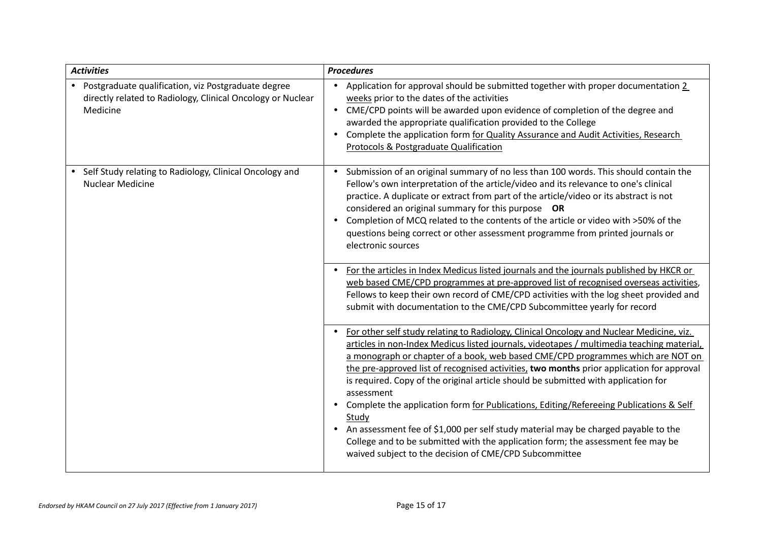| *Activities* | *Procedures* |
|---|---|
| • Postgraduate qualification, viz Postgraduate degree directly related to Radiology, Clinical Oncology or Nuclear Medicine | • Application for approval should be submitted together with proper documentation 2 weeks prior to the dates of the activities<br>• CME/CPD points will be awarded upon evidence of completion of the degree and awarded the appropriate qualification provided to the College<br>• Complete the application form for Quality Assurance and Audit Activities, Research Protocols & Postgraduate Qualification |
| • Self Study relating to Radiology, Clinical Oncology and Nuclear Medicine | • Submission of an original summary of no less than 100 words. This should contain the Fellow's own interpretation of the article/video and its relevance to one's clinical practice. A duplicate or extract from part of the article/video or its abstract is not considered an original summary for this purpose **OR**<br>• Completion of MCQ related to the contents of the article or video with >50% of the questions being correct or other assessment programme from printed journals or electronic sources |
| | • For the articles in Index Medicus listed journals and the journals published by HKCR or web based CME/CPD programmes at pre-approved list of recognised overseas activities, Fellows to keep their own record of CME/CPD activities with the log sheet provided and submit with documentation to the CME/CPD Subcommittee yearly for record |
| | • For other self study relating to Radiology, Clinical Oncology and Nuclear Medicine, viz. articles in non-Index Medicus listed journals, videotapes / multimedia teaching material, a monograph or chapter of a book, web based CME/CPD programmes which are NOT on the pre-approved list of recognised activities, **two months** prior application for approval is required. Copy of the original article should be submitted with application for assessment<br>• Complete the application form for Publications, Editing/Refereeing Publications & Self Study<br>• An assessment fee of $1,000 per self study material may be charged payable to the College and to be submitted with the application form; the assessment fee may be waived subject to the decision of CME/CPD Subcommittee |

*Endorsed by HKAM Council on 27 July 2017 (Effective from 1 January 2017)*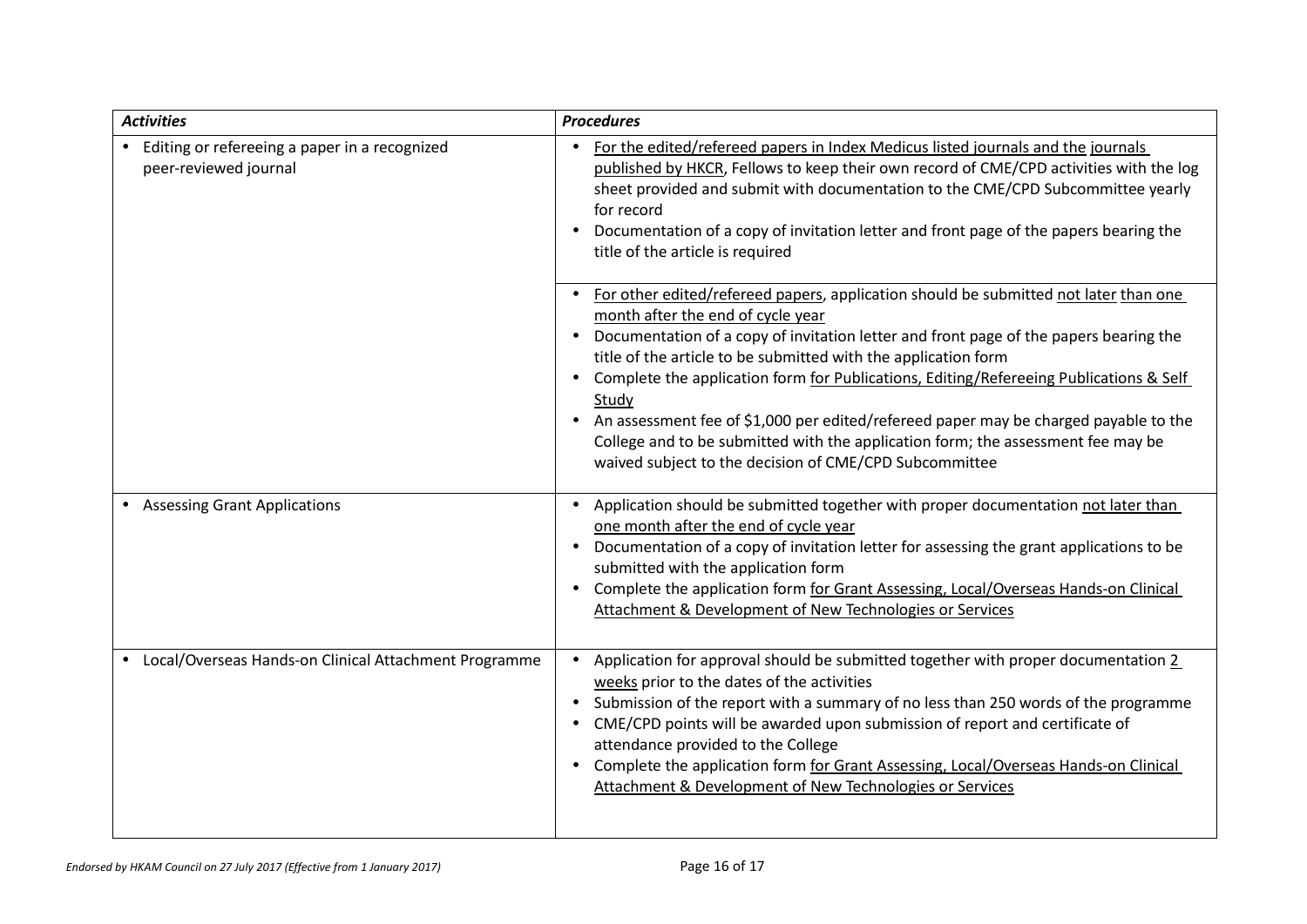| *Activities* | *Procedures* |
| --- | --- |
| • Editing or refereeing a paper in a recognized peer-reviewed journal | • For the edited/refereed papers in Index Medicus listed journals and the journals published by HKCR, Fellows to keep their own record of CME/CPD activities with the log sheet provided and submit with documentation to the CME/CPD Subcommittee yearly for record<br>• Documentation of a copy of invitation letter and front page of the papers bearing the title of the article is required |
| | • For other edited/refereed papers, application should be submitted not later than one month after the end of cycle year<br>• Documentation of a copy of invitation letter and front page of the papers bearing the title of the article to be submitted with the application form<br>• Complete the application form for Publications, Editing/Refereeing Publications & Self Study<br>• An assessment fee of $1,000 per edited/refereed paper may be charged payable to the College and to be submitted with the application form; the assessment fee may be waived subject to the decision of CME/CPD Subcommittee |
| • Assessing Grant Applications | • Application should be submitted together with proper documentation not later than one month after the end of cycle year<br>• Documentation of a copy of invitation letter for assessing the grant applications to be submitted with the application form<br>• Complete the application form for Grant Assessing, Local/Overseas Hands-on Clinical Attachment & Development of New Technologies or Services |
| • Local/Overseas Hands-on Clinical Attachment Programme | • Application for approval should be submitted together with proper documentation 2 weeks prior to the dates of the activities<br>• Submission of the report with a summary of no less than 250 words of the programme<br>• CME/CPD points will be awarded upon submission of report and certificate of attendance provided to the College<br>• Complete the application form for Grant Assessing, Local/Overseas Hands-on Clinical Attachment & Development of New Technologies or Services |

*Endorsed by HKAM Council on 27 July 2017 (Effective from 1 January 2017)*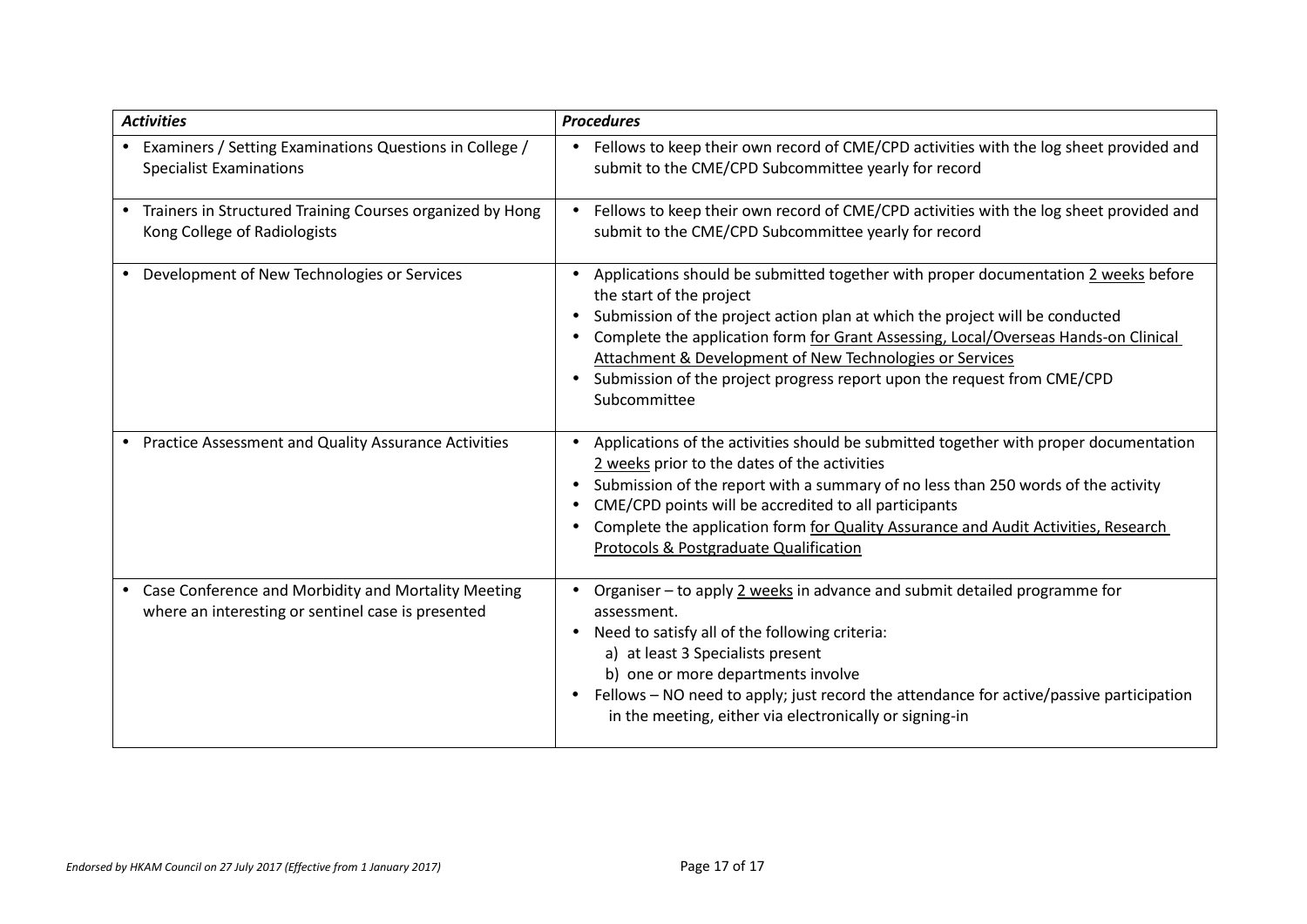| ***Activities*** | ***Procedures*** |
|---|---|
| • Examiners / Setting Examinations Questions in College / Specialist Examinations | • Fellows to keep their own record of CME/CPD activities with the log sheet provided and submit to the CME/CPD Subcommittee yearly for record |
| • Trainers in Structured Training Courses organized by Hong Kong College of Radiologists | • Fellows to keep their own record of CME/CPD activities with the log sheet provided and submit to the CME/CPD Subcommittee yearly for record |
| • Development of New Technologies or Services | • Applications should be submitted together with proper documentation <u>2 weeks</u> before the start of the project<br>• Submission of the project action plan at which the project will be conducted<br>• Complete the application form <u>for Grant Assessing, Local/Overseas Hands-on Clinical Attachment & Development of New Technologies or Services</u><br>• Submission of the project progress report upon the request from CME/CPD Subcommittee |
| • Practice Assessment and Quality Assurance Activities | • Applications of the activities should be submitted together with proper documentation <u>2 weeks</u> prior to the dates of the activities<br>• Submission of the report with a summary of no less than 250 words of the activity<br>• CME/CPD points will be accredited to all participants<br>• Complete the application form <u>for Quality Assurance and Audit Activities, Research Protocols & Postgraduate Qualification</u> |
| • Case Conference and Morbidity and Mortality Meeting where an interesting or sentinel case is presented | • Organiser – to apply <u>2 weeks</u> in advance and submit detailed programme for assessment.<br>• Need to satisfy all of the following criteria:<br>a) at least 3 Specialists present<br>b) one or more departments involve<br>• Fellows – NO need to apply; just record the attendance for active/passive participation in the meeting, either via electronically or signing-in |

*Endorsed by HKAM Council on 27 July 2017 (Effective from 1 January 2017)*